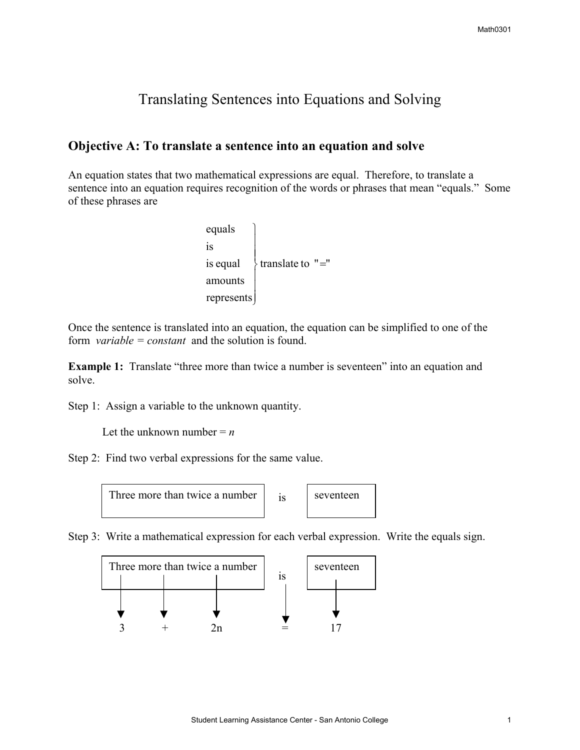# Translating Sentences into Equations and Solving

## Objective A: To translate a sentence into an equation and solve

An equation states that two mathematical expressions are equal. Therefore, to translate a sentence into an equation requires recognition of the words or phrases that mean "equals." Some of these phrases are

equals
is
is equal
amounts
represents

} translate to "="

Once the sentence is translated into an equation, the equation can be simplified to one of the form *variable = constant* and the solution is found.

**Example 1:** Translate "three more than twice a number is seventeen" into an equation and solve.

Step 1: Assign a variable to the unknown quantity.

Let the unknown number = $n$

Step 2: Find two verbal expressions for the same value.

| Three more than twice a number | is | seventeen |
|---|---|---|

Step 3: Write a mathematical expression for each verbal expression. Write the equals sign.

| Three more than twice a number | is | seventeen |
|---|---|---|
| $3 + 2n$ | $=$ | $17$ |

$$3 \quad + \quad 2n \quad = \quad 17$$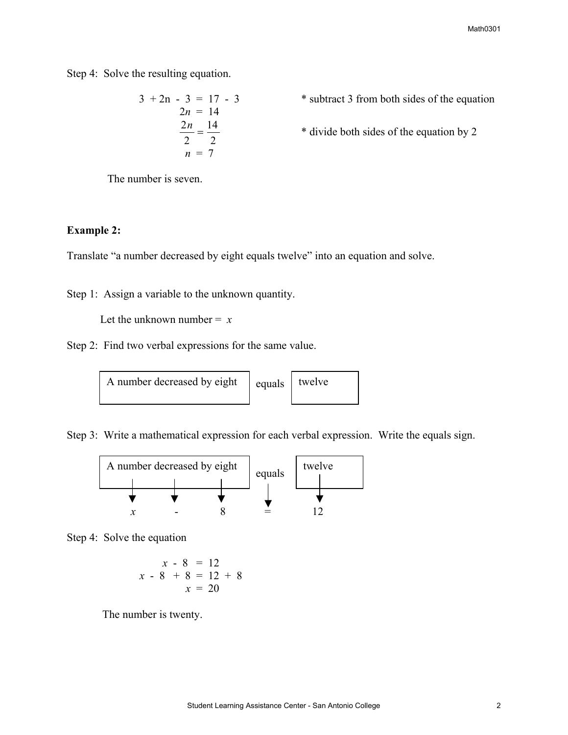Step 4: Solve the resulting equation.

$$3 + 2n - 3 = 17 - 3$$ * subtract 3 from both sides of the equation

$$2n = 14$$

$$\frac{2n}{2} = \frac{14}{2}$$ * divide both sides of the equation by 2

$$n = 7$$

The number is seven.

**Example 2:**

Translate “a number decreased by eight equals twelve” into an equation and solve.

Step 1: Assign a variable to the unknown quantity.

Let the unknown number = $x$

Step 2: Find two verbal expressions for the same value.

| A number decreased by eight | equals | twelve |
|---|---|---|

Step 3: Write a mathematical expression for each verbal expression. Write the equals sign.

| A number decreased by eight | equals | twelve |
|---|---|---|
| $x - 8$ | $=$ | $12$ |

Step 4: Solve the equation

$$x - 8 = 12$$

$$x - 8 + 8 = 12 + 8$$

$$x = 20$$

The number is twenty.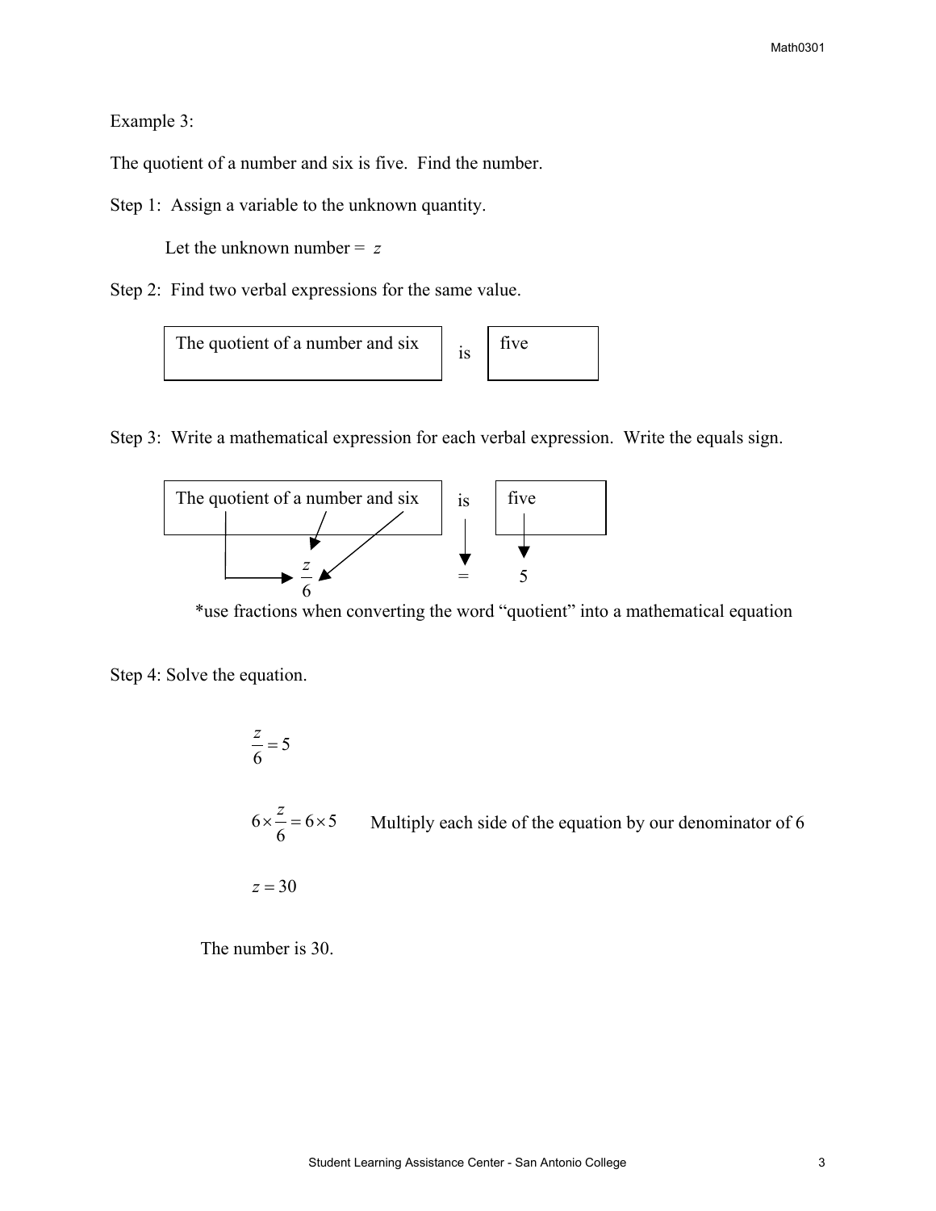Example 3:

The quotient of a number and six is five. Find the number.

Step 1: Assign a variable to the unknown quantity.

Let the unknown number = $z$

Step 2: Find two verbal expressions for the same value.

| The quotient of a number and six | is | five |
| --- | --- | --- |

Step 3: Write a mathematical expression for each verbal expression. Write the equals sign.

| The quotient of a number and six | is | five |
| --- | --- | --- |
| $\frac{z}{6}$ | $=$ | $5$ |

*use fractions when converting the word "quotient" into a mathematical equation

Step 4: Solve the equation.

$$\frac{z}{6} = 5$$

$$6 \times \frac{z}{6} = 6 \times 5$$ Multiply each side of the equation by our denominator of 6

$$z = 30$$

The number is 30.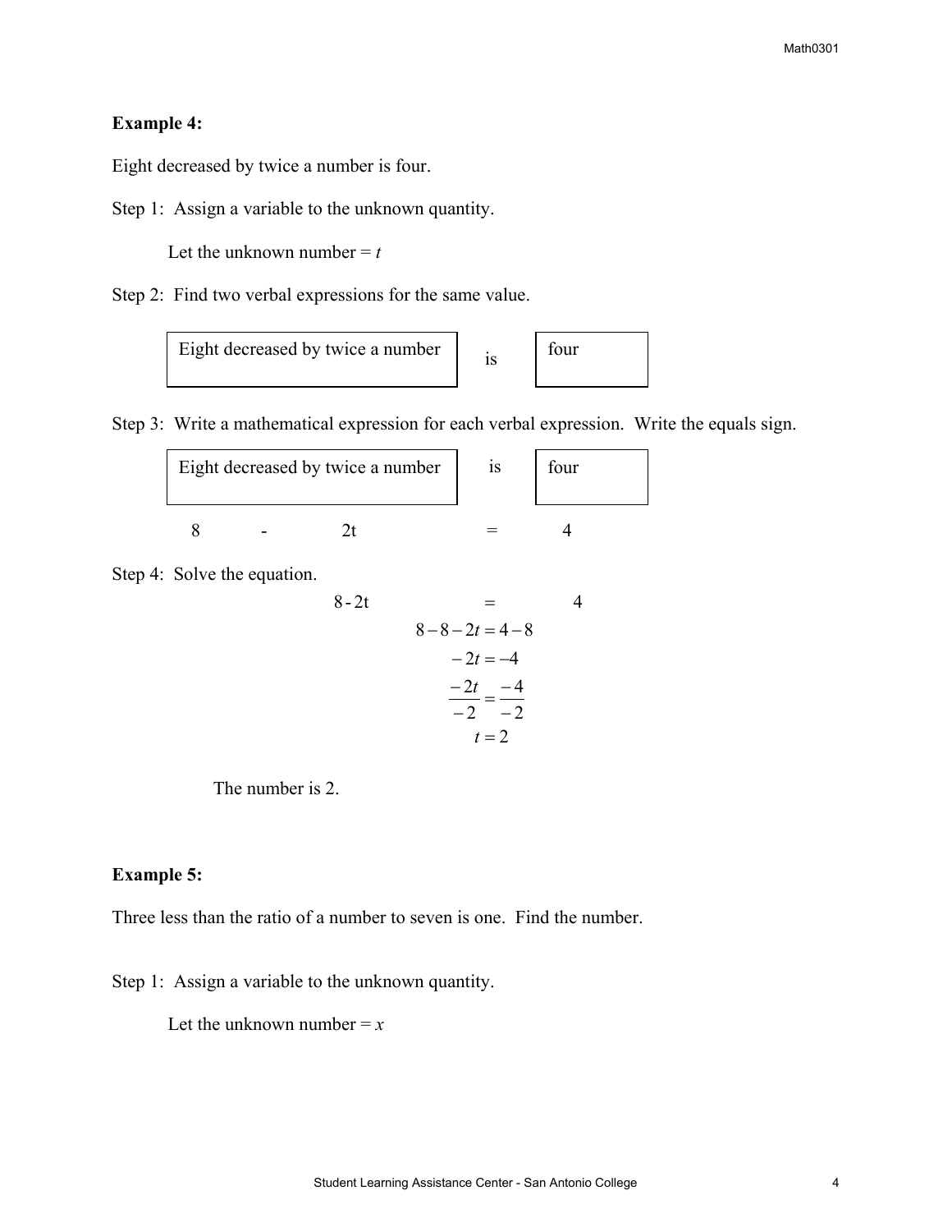**Example 4:**

Eight decreased by twice a number is four.

Step 1: Assign a variable to the unknown quantity.

Let the unknown number = $t$

Step 2: Find two verbal expressions for the same value.

| Eight decreased by twice a number | is | four |
|---|---|---|

Step 3: Write a mathematical expression for each verbal expression. Write the equals sign.

| Eight decreased by twice a number | is | four |
|---|---|---|
| $8 - 2t$ | $=$ | $4$ |

Step 4: Solve the equation.

$$8 - 2t = 4$$

$$8 - 8 - 2t = 4 - 8$$

$$-2t = -4$$

$$\frac{-2t}{-2} = \frac{-4}{-2}$$

$$t = 2$$

The number is 2.

**Example 5:**

Three less than the ratio of a number to seven is one. Find the number.

Step 1: Assign a variable to the unknown quantity.

Let the unknown number = $x$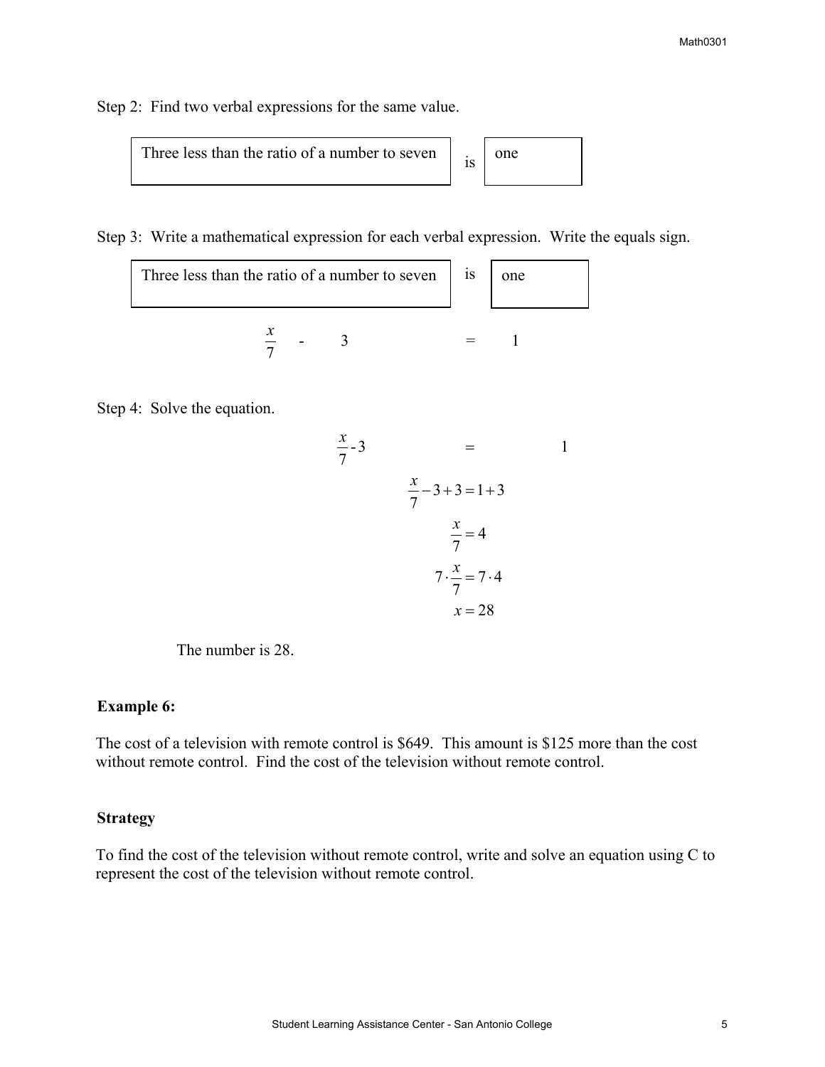Step 2: Find two verbal expressions for the same value.

| Three less than the ratio of a number to seven | is | one |
|---|---|---|

Step 3: Write a mathematical expression for each verbal expression. Write the equals sign.

| Three less than the ratio of a number to seven | is | one |
|---|---|---|
| $\frac{x}{7}$ - 3 | = | 1 |

Step 4: Solve the equation.

$$\frac{x}{7} - 3 = 1$$

$$\frac{x}{7} - 3 + 3 = 1 + 3$$

$$\frac{x}{7} = 4$$

$$7 \cdot \frac{x}{7} = 7 \cdot 4$$

$$x = 28$$

The number is 28.

**Example 6:**

The cost of a television with remote control is \$649. This amount is \$125 more than the cost without remote control. Find the cost of the television without remote control.

**Strategy**

To find the cost of the television without remote control, write and solve an equation using C to represent the cost of the television without remote control.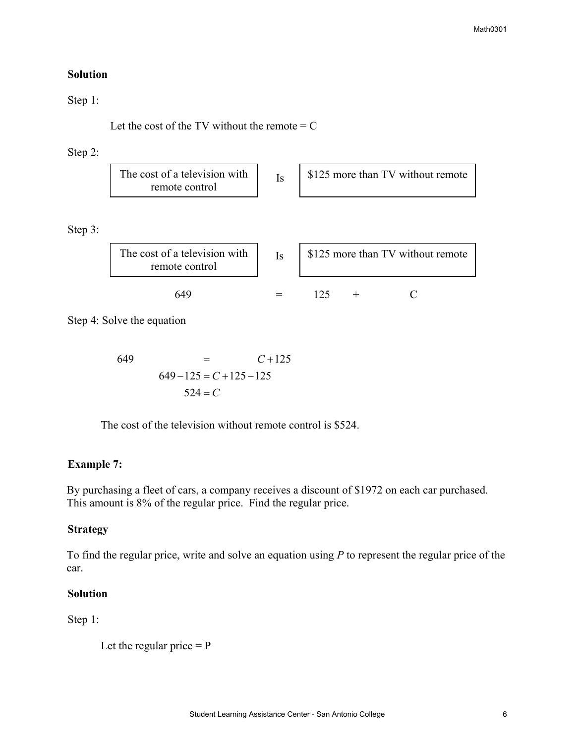**Solution**

Step 1:

Let the cost of the TV without the remote = C

Step 2:

| The cost of a television with remote control | Is | \$125 more than TV without remote |
|---|---|---|

Step 3:

| The cost of a television with remote control | Is | \$125 more than TV without remote |
|---|---|---|
| 649 | = | 125 + C |

Step 4: Solve the equation

$$649 = C + 125$$
$$649 - 125 = C + 125 - 125$$
$$524 = C$$

The cost of the television without remote control is \$524.

**Example 7:**

By purchasing a fleet of cars, a company receives a discount of \$1972 on each car purchased. This amount is 8% of the regular price. Find the regular price.

**Strategy**

To find the regular price, write and solve an equation using *P* to represent the regular price of the car.

**Solution**

Step 1:

Let the regular price = P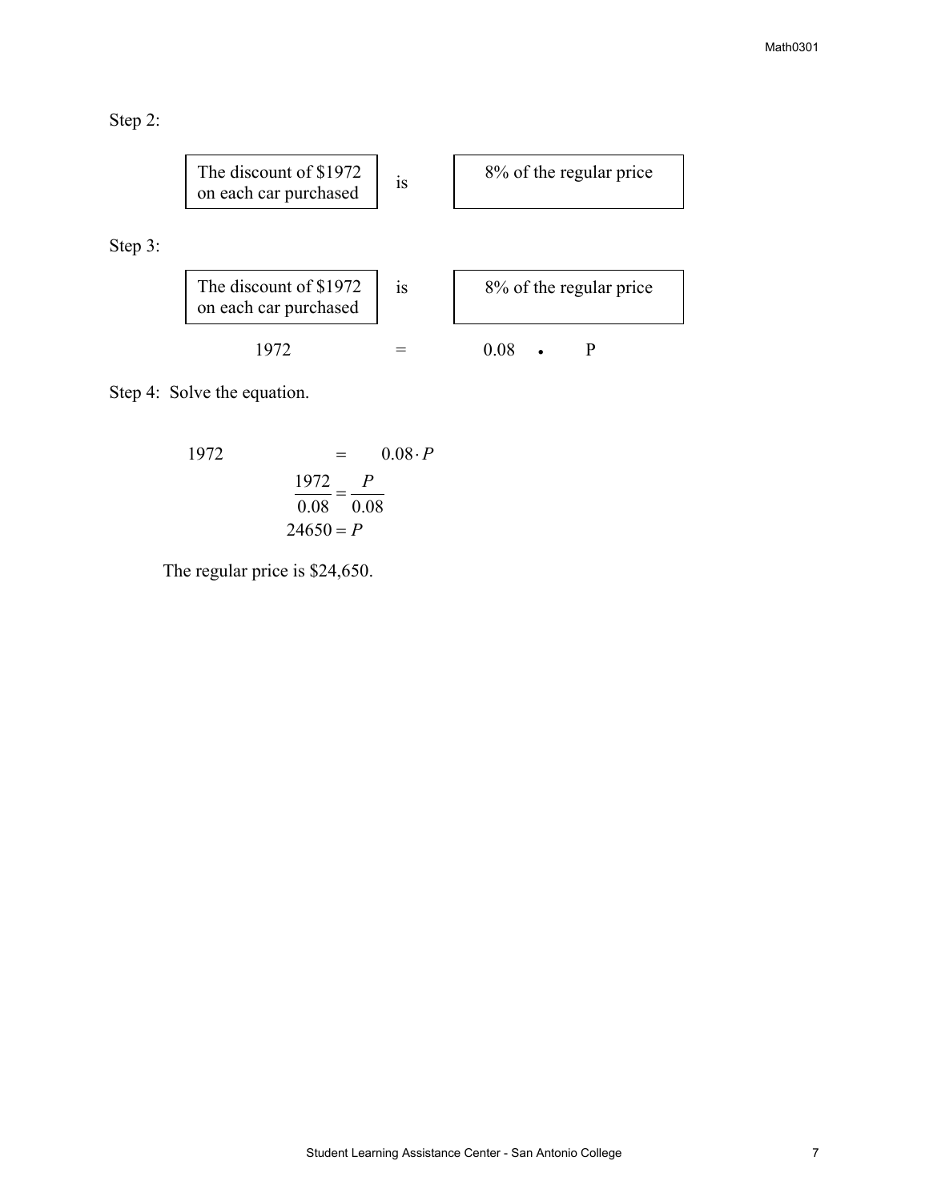Step 2:

| | | |
|---|---|---|
| The discount of \$1972 on each car purchased | is | 8% of the regular price |

Step 3:

| | | |
|---|---|---|
| The discount of \$1972 on each car purchased | is | 8% of the regular price |
| 1972 | = | 0.08 • P |

Step 4: Solve the equation.

$$1972 = 0.08 \cdot P$$

$$\frac{1972}{0.08} = \frac{P}{0.08}$$

$$24650 = P$$

The regular price is \$24,650.